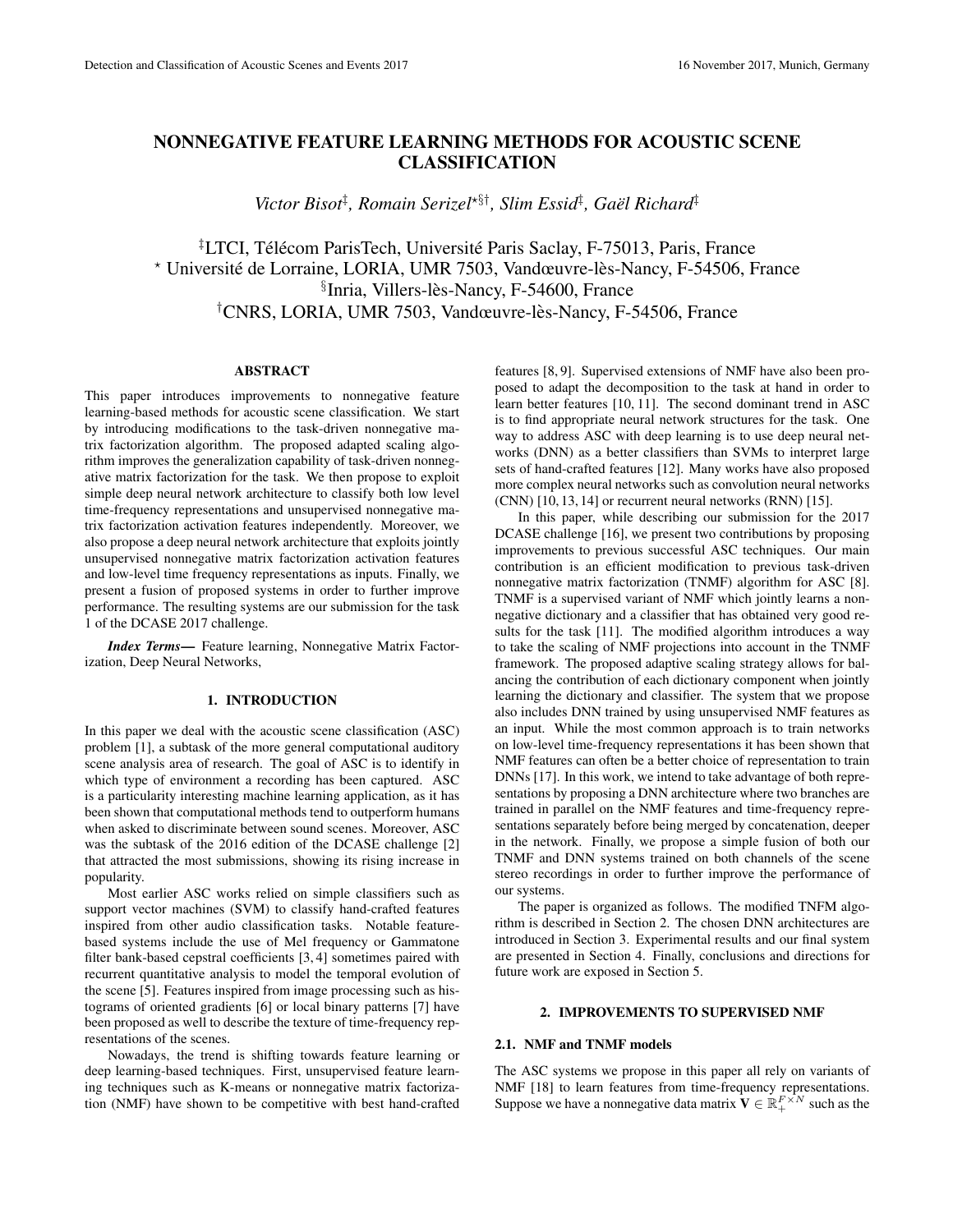# NONNEGATIVE FEATURE LEARNING METHODS FOR ACOUSTIC SCENE CLASSIFICATION

*Victor Bisot*[‡], *Romain Serizel*[⋆§†], *Slim Essid*[‡], *Gaël Richard*[‡]

[‡]LTCI, Télécom ParisTech, Université Paris Saclay, F-75013, Paris, France
[⋆] Université de Lorraine, LORIA, UMR 7503, Vandœuvre-lès-Nancy, F-54506, France
[§]Inria, Villers-lès-Nancy, F-54600, France
[†]CNRS, LORIA, UMR 7503, Vandœuvre-lès-Nancy, F-54506, France

## ABSTRACT

This paper introduces improvements to nonnegative feature learning-based methods for acoustic scene classification. We start by introducing modifications to the task-driven nonnegative matrix factorization algorithm. The proposed adapted scaling algorithm improves the generalization capability of task-driven nonnegative matrix factorization for the task. We then propose to exploit simple deep neural network architecture to classify both low level time-frequency representations and unsupervised nonnegative matrix factorization activation features independently. Moreover, we also propose a deep neural network architecture that exploits jointly unsupervised nonnegative matrix factorization activation features and low-level time frequency representations as inputs. Finally, we present a fusion of proposed systems in order to further improve performance. The resulting systems are our submission for the task 1 of the DCASE 2017 challenge.

***Index Terms*—** Feature learning, Nonnegative Matrix Factorization, Deep Neural Networks,

## 1. INTRODUCTION

In this paper we deal with the acoustic scene classification (ASC) problem [1], a subtask of the more general computational auditory scene analysis area of research. The goal of ASC is to identify in which type of environment a recording has been captured. ASC is a particularity interesting machine learning application, as it has been shown that computational methods tend to outperform humans when asked to discriminate between sound scenes. Moreover, ASC was the subtask of the 2016 edition of the DCASE challenge [2] that attracted the most submissions, showing its rising increase in popularity.

Most earlier ASC works relied on simple classifiers such as support vector machines (SVM) to classify hand-crafted features inspired from other audio classification tasks. Notable feature-based systems include the use of Mel frequency or Gammatone filter bank-based cepstral coefficients [3, 4] sometimes paired with recurrent quantitative analysis to model the temporal evolution of the scene [5]. Features inspired from image processing such as histograms of oriented gradients [6] or local binary patterns [7] have been proposed as well to describe the texture of time-frequency representations of the scenes.

Nowadays, the trend is shifting towards feature learning or deep learning-based techniques. First, unsupervised feature learning techniques such as K-means or nonnegative matrix factorization (NMF) have shown to be competitive with best hand-crafted features [8, 9]. Supervised extensions of NMF have also been proposed to adapt the decomposition to the task at hand in order to learn better features [10, 11]. The second dominant trend in ASC is to find appropriate neural network structures for the task. One way to address ASC with deep learning is to use deep neural networks (DNN) as a better classifiers than SVMs to interpret large sets of hand-crafted features [12]. Many works have also proposed more complex neural networks such as convolution neural networks (CNN) [10, 13, 14] or recurrent neural networks (RNN) [15].

In this paper, while describing our submission for the 2017 DCASE challenge [16], we present two contributions by proposing improvements to previous successful ASC techniques. Our main contribution is an efficient modification to previous task-driven nonnegative matrix factorization (TNMF) algorithm for ASC [8]. TNMF is a supervised variant of NMF which jointly learns a nonnegative dictionary and a classifier that has obtained very good results for the task [11]. The modified algorithm introduces a way to take the scaling of NMF projections into account in the TNMF framework. The proposed adaptive scaling strategy allows for balancing the contribution of each dictionary component when jointly learning the dictionary and classifier. The system that we propose also includes DNN trained by using unsupervised NMF features as an input. While the most common approach is to train networks on low-level time-frequency representations it has been shown that NMF features can often be a better choice of representation to train DNNs [17]. In this work, we intend to take advantage of both representations by proposing a DNN architecture where two branches are trained in parallel on the NMF features and time-frequency representations separately before being merged by concatenation, deeper in the network. Finally, we propose a simple fusion of both our TNMF and DNN systems trained on both channels of the scene stereo recordings in order to further improve the performance of our systems.

The paper is organized as follows. The modified TNFM algorithm is described in Section 2. The chosen DNN architectures are introduced in Section 3. Experimental results and our final system are presented in Section 4. Finally, conclusions and directions for future work are exposed in Section 5.

## 2. IMPROVEMENTS TO SUPERVISED NMF

### 2.1. NMF and TNMF models

The ASC systems we propose in this paper all rely on variants of NMF [18] to learn features from time-frequency representations. Suppose we have a nonnegative data matrix $\mathbf{V} \in \mathbb{R}_+^{F \times N}$ such as the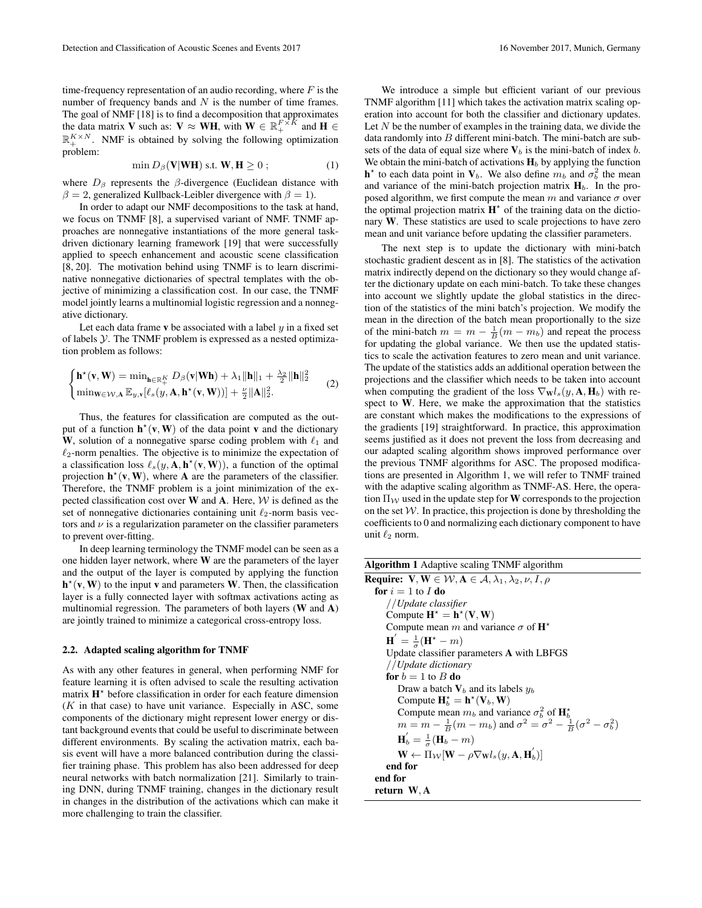time-frequency representation of an audio recording, where $F$ is the number of frequency bands and $N$ is the number of time frames. The goal of NMF [18] is to find a decomposition that approximates the data matrix $\mathbf{V}$ such as: $\mathbf{V} \approx \mathbf{WH}$, with $\mathbf{W} \in \mathbb{R}_+^{F \times K}$ and $\mathbf{H} \in \mathbb{R}_+^{K \times N}$. NMF is obtained by solving the following optimization problem:

$$\min D_\beta(\mathbf{V}|\mathbf{WH}) \text{ s.t. } \mathbf{W}, \mathbf{H} \geq 0 \; ; \tag{1}$$

where $D_\beta$ represents the $\beta$-divergence (Euclidean distance with $\beta = 2$, generalized Kullback-Leibler divergence with $\beta = 1$).

In order to adapt our NMF decompositions to the task at hand, we focus on TNMF [8], a supervised variant of NMF. TNMF approaches are nonnegative instantiations of the more general task-driven dictionary learning framework [19] that were successfully applied to speech enhancement and acoustic scene classification [8, 20]. The motivation behind using TNMF is to learn discriminative nonnegative dictionaries of spectral templates with the objective of minimizing a classification cost. In our case, the TNMF model jointly learns a multinomial logistic regression and a nonnegative dictionary.

Let each data frame $\mathbf{v}$ be associated with a label $y$ in a fixed set of labels $\mathcal{Y}$. The TNMF problem is expressed as a nested optimization problem as follows:

$$\begin{cases} \mathbf{h}^\star(\mathbf{v}, \mathbf{W}) = \min_{\mathbf{h} \in \mathbb{R}_+^K} D_\beta(\mathbf{v}|\mathbf{Wh}) + \lambda_1 \|\mathbf{h}\|_1 + \frac{\lambda_2}{2}\|\mathbf{h}\|_2^2 \\ \min_{\mathbf{W} \in \mathcal{W}, \mathbf{A}} \mathbb{E}_{y,\mathbf{v}}[\ell_s(y, \mathbf{A}, \mathbf{h}^\star(\mathbf{v}, \mathbf{W}))] + \frac{\nu}{2}\|\mathbf{A}\|_2^2. \end{cases} \tag{2}$$

Thus, the features for classification are computed as the output of a function $\mathbf{h}^\star(\mathbf{v}, \mathbf{W})$ of the data point $\mathbf{v}$ and the dictionary $\mathbf{W}$, solution of a nonnegative sparse coding problem with $\ell_1$ and $\ell_2$-norm penalties. The objective is to minimize the expectation of a classification loss $\ell_s(y, \mathbf{A}, \mathbf{h}^\star(\mathbf{v}, \mathbf{W}))$, a function of the optimal projection $\mathbf{h}^\star(\mathbf{v}, \mathbf{W})$, where $\mathbf{A}$ are the parameters of the classifier. Therefore, the TNMF problem is a joint minimization of the expected classification cost over $\mathbf{W}$ and $\mathbf{A}$. Here, $\mathcal{W}$ is defined as the set of nonnegative dictionaries containing unit $\ell_2$-norm basis vectors and $\nu$ is a regularization parameter on the classifier parameters to prevent over-fitting.

In deep learning terminology the TNMF model can be seen as a one hidden layer network, where $\mathbf{W}$ are the parameters of the layer and the output of the layer is computed by applying the function $\mathbf{h}^\star(\mathbf{v}, \mathbf{W})$ to the input $\mathbf{v}$ and parameters $\mathbf{W}$. Then, the classification layer is a fully connected layer with softmax activations acting as multinomial regression. The parameters of both layers ($\mathbf{W}$ and $\mathbf{A}$) are jointly trained to minimize a categorical cross-entropy loss.

### 2.2. Adapted scaling algorithm for TNMF

As with any other features in general, when performing NMF for feature learning it is often advised to scale the resulting activation matrix $\mathbf{H}^\star$ before classification in order for each feature dimension ($K$ in that case) to have unit variance. Especially in ASC, some components of the dictionary might represent lower energy or distant background events that could be useful to discriminate between different environments. By scaling the activation matrix, each basis event will have a more balanced contribution during the classifier training phase. This problem has also been addressed for deep neural networks with batch normalization [21]. Similarly to training DNN, during TNMF training, changes in the dictionary result in changes in the distribution of the activations which can make it more challenging to train the classifier.

We introduce a simple but efficient variant of our previous TNMF algorithm [11] which takes the activation matrix scaling operation into account for both the classifier and dictionary updates. Let $N$ be the number of examples in the training data, we divide the data randomly into $B$ different mini-batch. The mini-batch are subsets of the data of equal size where $\mathbf{V}_b$ is the mini-batch of index $b$. We obtain the mini-batch of activations $\mathbf{H}_b$ by applying the function $\mathbf{h}^\star$ to each data point in $\mathbf{V}_b$. We also define $m_b$ and $\sigma_b^2$ the mean and variance of the mini-batch projection matrix $\mathbf{H}_b$. In the proposed algorithm, we first compute the mean $m$ and variance $\sigma$ over the optimal projection matrix $\mathbf{H}^\star$ of the training data on the dictionary $\mathbf{W}$. These statistics are used to scale projections to have zero mean and unit variance before updating the classifier parameters.

The next step is to update the dictionary with mini-batch stochastic gradient descent as in [8]. The statistics of the activation matrix indirectly depend on the dictionary so they would change after the dictionary update on each mini-batch. To take these changes into account we slightly update the global statistics in the direction of the statistics of the mini batch's projection. We modify the mean in the direction of the batch mean proportionally to the size of the mini-batch $m = m - \frac{1}{B}(m - m_b)$ and repeat the process for updating the global variance. We then use the updated statistics to scale the activation features to zero mean and unit variance. The update of the statistics adds an additional operation between the projections and the classifier which needs to be taken into account when computing the gradient of the loss $\nabla_\mathbf{W} l_s(y, \mathbf{A}, \mathbf{H}_b)$ with respect to $\mathbf{W}$. Here, we make the approximation that the statistics are constant which makes the modifications to the expressions of the gradients [19] straightforward. In practice, this approximation seems justified as it does not prevent the loss from decreasing and our adapted scaling algorithm shows improved performance over the previous TNMF algorithms for ASC. The proposed modifications are presented in Algorithm 1, we will refer to TNMF trained with the adaptive scaling algorithm as TNMF-AS. Here, the operation $\Pi_\mathcal{W}$ used in the update step for $\mathbf{W}$ corresponds to the projection on the set $\mathcal{W}$. In practice, this projection is done by thresholding the coefficients to 0 and normalizing each dictionary component to have unit $\ell_2$ norm.

**Algorithm 1** Adaptive scaling TNMF algorithm

**Require:** $\mathbf{V}, \mathbf{W} \in \mathcal{W}, \mathbf{A} \in \mathcal{A}, \lambda_1, \lambda_2, \nu, I, \rho$
**for** $i = 1$ to $I$ **do**
  *//Update classifier*
  Compute $\mathbf{H}^\star = \mathbf{h}^\star(\mathbf{V}, \mathbf{W})$
  Compute mean $m$ and variance $\sigma$ of $\mathbf{H}^\star$
  $\mathbf{H}' = \frac{1}{\sigma}(\mathbf{H}^\star - m)$
  Update classifier parameters $\mathbf{A}$ with LBFGS
  *//Update dictionary*
  **for** $b = 1$ to $B$ **do**
    Draw a batch $\mathbf{V}_b$ and its labels $y_b$
    Compute $\mathbf{H}_b^\star = \mathbf{h}^\star(\mathbf{V}_b, \mathbf{W})$
    Compute mean $m_b$ and variance $\sigma_b^2$ of $\mathbf{H}_b^\star$
    $m = m - \frac{1}{B}(m - m_b)$ and $\sigma^2 = \sigma^2 - \frac{1}{B}(\sigma^2 - \sigma_b^2)$
    $\mathbf{H}_b' = \frac{1}{\sigma}(\mathbf{H}_b - m)$
    $\mathbf{W} \leftarrow \Pi_\mathcal{W}[\mathbf{W} - \rho \nabla_\mathbf{W} l_s(y, \mathbf{A}, \mathbf{H}_b')]$
  **end for**
**end for**
**return** $\mathbf{W}, \mathbf{A}$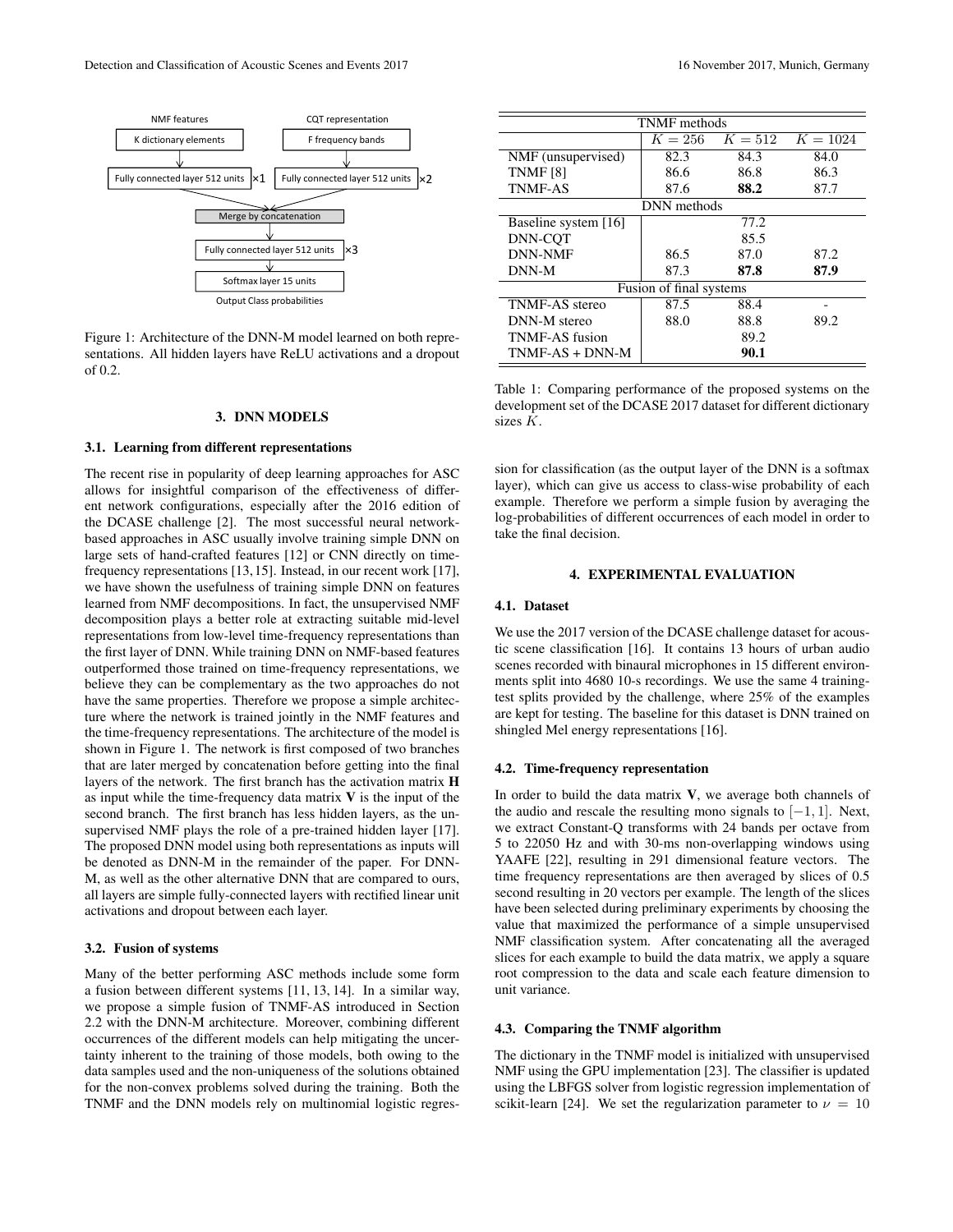NMF features

K dictionary elements

Fully connected layer 512 units ×1

CQT representation

F frequency bands

Fully connected layer 512 units ×2

Merge by concatenation

Fully connected layer 512 units ×3

Softmax layer 15 units

Output Class probabilities

Figure 1: Architecture of the DNN-M model learned on both representations. All hidden layers have ReLU activations and a dropout of 0.2.

## 3. DNN MODELS

### 3.1. Learning from different representations

The recent rise in popularity of deep learning approaches for ASC allows for insightful comparison of the effectiveness of different network configurations, especially after the 2016 edition of the DCASE challenge [2]. The most successful neural network-based approaches in ASC usually involve training simple DNN on large sets of hand-crafted features [12] or CNN directly on time-frequency representations [13, 15]. Instead, in our recent work [17], we have shown the usefulness of training simple DNN on features learned from NMF decompositions. In fact, the unsupervised NMF decomposition plays a better role at extracting suitable mid-level representations from low-level time-frequency representations than the first layer of DNN. While training DNN on NMF-based features outperformed those trained on time-frequency representations, we believe they can be complementary as the two approaches do not have the same properties. Therefore we propose a simple architecture where the network is trained jointly in the NMF features and the time-frequency representations. The architecture of the model is shown in Figure 1. The network is first composed of two branches that are later merged by concatenation before getting into the final layers of the network. The first branch has the activation matrix $\mathbf{H}$ as input while the time-frequency data matrix $\mathbf{V}$ is the input of the second branch. The first branch has less hidden layers, as the unsupervised NMF plays the role of a pre-trained hidden layer [17]. The proposed DNN model using both representations as inputs will be denoted as DNN-M in the remainder of the paper. For DNN-M, as well as the other alternative DNN that are compared to ours, all layers are simple fully-connected layers with rectified linear unit activations and dropout between each layer.

### 3.2. Fusion of systems

Many of the better performing ASC methods include some form a fusion between different systems [11, 13, 14]. In a similar way, we propose a simple fusion of TNMF-AS introduced in Section 2.2 with the DNN-M architecture. Moreover, combining different occurrences of the different models can help mitigating the uncertainty inherent to the training of those models, both owing to the data samples used and the non-uniqueness of the solutions obtained for the non-convex problems solved during the training. Both the TNMF and the DNN models rely on multinomial logistic regression for classification (as the output layer of the DNN is a softmax layer), which can give us access to class-wise probability of each example. Therefore we perform a simple fusion by averaging the log-probabilities of different occurrences of each model in order to take the final decision.

| TNMF methods | | | |
|---|---|---|---|
| | $K = 256$ | $K = 512$ | $K = 1024$ |
| NMF (unsupervised) | 82.3 | 84.3 | 84.0 |
| TNMF [8] | 86.6 | 86.8 | 86.3 |
| TNMF-AS | 87.6 | **88.2** | 87.7 |
| **DNN methods** | | | |
| Baseline system [16] | | 77.2 | |
| DNN-CQT | | 85.5 | |
| DNN-NMF | 86.5 | 87.0 | 87.2 |
| DNN-M | 87.3 | **87.8** | **87.9** |
| **Fusion of final systems** | | | |
| TNMF-AS stereo | 87.5 | 88.4 | - |
| DNN-M stereo | 88.0 | 88.8 | 89.2 |
| TNMF-AS fusion | | 89.2 | |
| TNMF-AS + DNN-M | | **90.1** | |

Table 1: Comparing performance of the proposed systems on the development set of the DCASE 2017 dataset for different dictionary sizes $K$.

## 4. EXPERIMENTAL EVALUATION

### 4.1. Dataset

We use the 2017 version of the DCASE challenge dataset for acoustic scene classification [16]. It contains 13 hours of urban audio scenes recorded with binaural microphones in 15 different environments split into 4680 10-s recordings. We use the same 4 training-test splits provided by the challenge, where 25% of the examples are kept for testing. The baseline for this dataset is DNN trained on shingled Mel energy representations [16].

### 4.2. Time-frequency representation

In order to build the data matrix $\mathbf{V}$, we average both channels of the audio and rescale the resulting mono signals to $[-1, 1]$. Next, we extract Constant-Q transforms with 24 bands per octave from 5 to 22050 Hz and with 30-ms non-overlapping windows using YAAFE [22], resulting in 291 dimensional feature vectors. The time frequency representations are then averaged by slices of 0.5 second resulting in 20 vectors per example. The length of the slices have been selected during preliminary experiments by choosing the value that maximized the performance of a simple unsupervised NMF classification system. After concatenating all the averaged slices for each example to build the data matrix, we apply a square root compression to the data and scale each feature dimension to unit variance.

### 4.3. Comparing the TNMF algorithm

The dictionary in the TNMF model is initialized with unsupervised NMF using the GPU implementation [23]. The classifier is updated using the LBFGS solver from logistic regression implementation of scikit-learn [24]. We set the regularization parameter to $\nu = 10$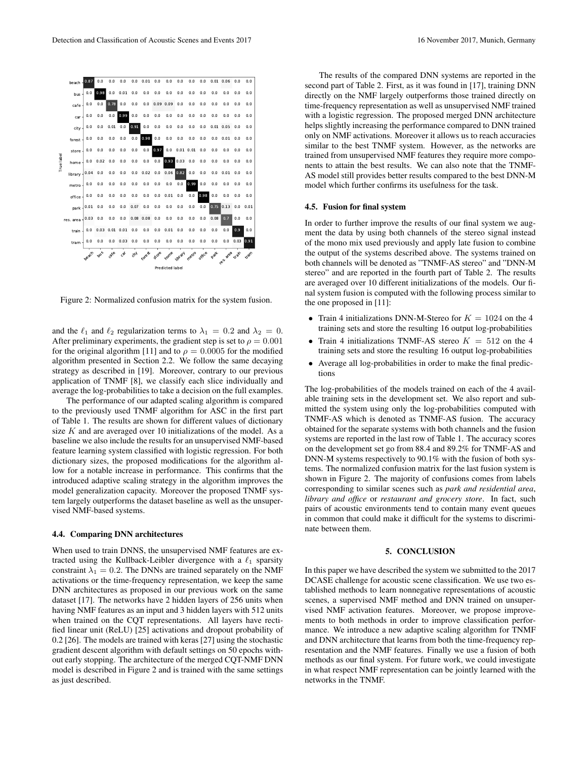Figure 2: Normalized confusion matrix for the system fusion.

and the $\ell_1$ and $\ell_2$ regularization terms to $\lambda_1 = 0.2$ and $\lambda_2 = 0$. After preliminary experiments, the gradient step is set to $\rho = 0.001$ for the original algorithm [11] and to $\rho = 0.0005$ for the modified algorithm presented in Section 2.2. We follow the same decaying strategy as described in [19]. Moreover, contrary to our previous application of TNMF [8], we classify each slice individually and average the log-probabilities to take a decision on the full examples.

The performance of our adapted scaling algorithm is compared to the previously used TNMF algorithm for ASC in the first part of Table 1. The results are shown for different values of dictionary size $K$ and are averaged over 10 initializations of the model. As a baseline we also include the results for an unsupervised NMF-based feature learning system classified with logistic regression. For both dictionary sizes, the proposed modifications for the algorithm allow for a notable increase in performance. This confirms that the introduced adaptive scaling strategy in the algorithm improves the model generalization capacity. Moreover the proposed TNMF system largely outperforms the dataset baseline as well as the unsupervised NMF-based systems.

### 4.4. Comparing DNN architectures

When used to train DNNS, the unsupervised NMF features are extracted using the Kullback-Leibler divergence with a $\ell_1$ sparsity constraint $\lambda_1 = 0.2$. The DNNs are trained separately on the NMF activations or the time-frequency representation, we keep the same DNN architectures as proposed in our previous work on the same dataset [17]. The networks have 2 hidden layers of 256 units when having NMF features as an input and 3 hidden layers with 512 units when trained on the CQT representations. All layers have rectified linear unit (ReLU) [25] activations and dropout probability of 0.2 [26]. The models are trained with keras [27] using the stochastic gradient descent algorithm with default settings on 50 epochs without early stopping. The architecture of the merged CQT-NMF DNN model is described in Figure 2 and is trained with the same settings as just described.

The results of the compared DNN systems are reported in the second part of Table 2. First, as it was found in [17], training DNN directly on the NMF largely outperforms those trained directly on time-frequency representation as well as unsupervised NMF trained with a logistic regression. The proposed merged DNN architecture helps slightly increasing the performance compared to DNN trained only on NMF activations. Moreover it allows us to reach accuracies similar to the best TNMF system. However, as the networks are trained from unsupervised NMF features they require more components to attain the best results. We can also note that the TNMF-AS model still provides better results compared to the best DNN-M model which further confirms its usefulness for the task.

### 4.5. Fusion for final system

In order to further improve the results of our final system we augment the data by using both channels of the stereo signal instead of the mono mix used previously and apply late fusion to combine the output of the systems described above. The systems trained on both channels will be denoted as "TNMF-AS stereo" and "DNN-M stereo" and are reported in the fourth part of Table 2. The results are averaged over 10 different initializations of the models. Our final system fusion is computed with the following process similar to the one proposed in [11]:

- Train 4 initializations DNN-M-Stereo for $K = 1024$ on the 4 training sets and store the resulting 16 output log-probabilities
- Train 4 initializations TNMF-AS stereo $K = 512$ on the 4 training sets and store the resulting 16 output log-probabilities
- Average all log-probabilities in order to make the final predictions

The log-probabilities of the models trained on each of the 4 available training sets in the development set. We also report and submitted the system using only the log-probabilities computed with TNMF-AS which is denoted as TNMF-AS fusion. The accuracy obtained for the separate systems with both channels and the fusion systems are reported in the last row of Table 1. The accuracy scores on the development set go from 88.4 and 89.2% for TNMF-AS and DNN-M systems respectively to 90.1% with the fusion of both systems. The normalized confusion matrix for the last fusion system is shown in Figure 2. The majority of confusions comes from labels corresponding to similar scenes such as *park and residential area*, *library and office* or *restaurant and grocery store*. In fact, such pairs of acoustic environments tend to contain many event queues in common that could make it difficult for the systems to discriminate between them.

## 5. CONCLUSION

In this paper we have described the system we submitted to the 2017 DCASE challenge for acoustic scene classification. We use two established methods to learn nonnegative representations of acoustic scenes, a supervised NMF method and DNN trained on unsupervised NMF activation features. Moreover, we propose improvements to both methods in order to improve classification performance. We introduce a new adaptive scaling algorithm for TNMF and DNN architecture that learns from both the time-frequency representation and the NMF features. Finally we use a fusion of both methods as our final system. For future work, we could investigate in what respect NMF representation can be jointly learned with the networks in the TNMF.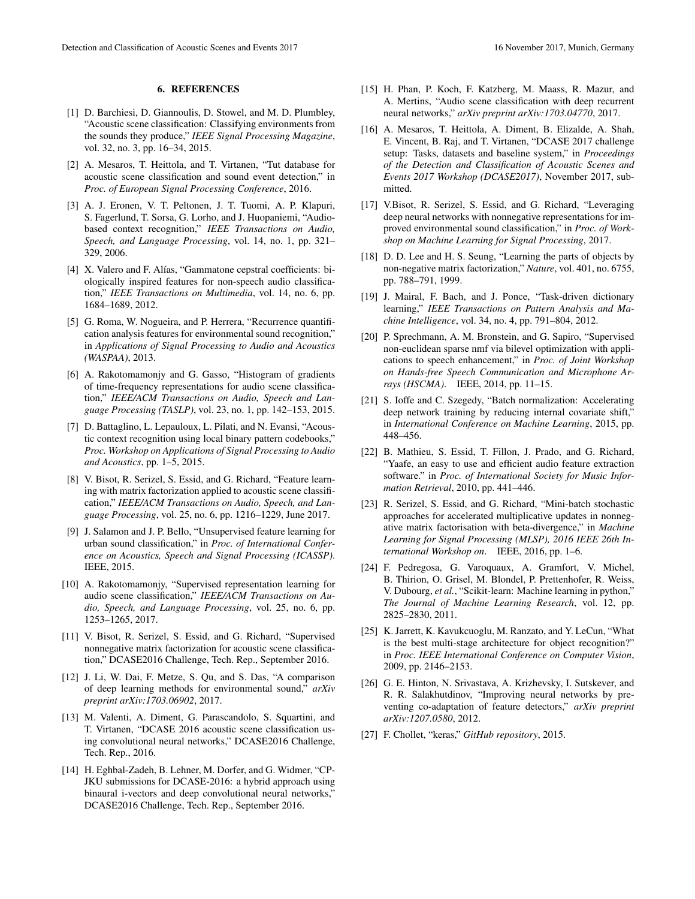## 6. REFERENCES

[1] D. Barchiesi, D. Giannoulis, D. Stowel, and M. D. Plumbley, "Acoustic scene classification: Classifying environments from the sounds they produce," *IEEE Signal Processing Magazine*, vol. 32, no. 3, pp. 16–34, 2015.

[2] A. Mesaros, T. Heittola, and T. Virtanen, "Tut database for acoustic scene classification and sound event detection," in *Proc. of European Signal Processing Conference*, 2016.

[3] A. J. Eronen, V. T. Peltonen, J. T. Tuomi, A. P. Klapuri, S. Fagerlund, T. Sorsa, G. Lorho, and J. Huopaniemi, "Audio-based context recognition," *IEEE Transactions on Audio, Speech, and Language Processing*, vol. 14, no. 1, pp. 321–329, 2006.

[4] X. Valero and F. Alías, "Gammatone cepstral coefficients: biologically inspired features for non-speech audio classification," *IEEE Transactions on Multimedia*, vol. 14, no. 6, pp. 1684–1689, 2012.

[5] G. Roma, W. Nogueira, and P. Herrera, "Recurrence quantification analysis features for environmental sound recognition," in *Applications of Signal Processing to Audio and Acoustics (WASPAA)*, 2013.

[6] A. Rakotomamonjy and G. Gasso, "Histogram of gradients of time-frequency representations for audio scene classification," *IEEE/ACM Transactions on Audio, Speech and Language Processing (TASLP)*, vol. 23, no. 1, pp. 142–153, 2015.

[7] D. Battaglino, L. Lepauloux, L. Pilati, and N. Evansi, "Acoustic context recognition using local binary pattern codebooks," *Proc. Workshop on Applications of Signal Processing to Audio and Acoustics*, pp. 1–5, 2015.

[8] V. Bisot, R. Serizel, S. Essid, and G. Richard, "Feature learning with matrix factorization applied to acoustic scene classification," *IEEE/ACM Transactions on Audio, Speech, and Language Processing*, vol. 25, no. 6, pp. 1216–1229, June 2017.

[9] J. Salamon and J. P. Bello, "Unsupervised feature learning for urban sound classification," in *Proc. of International Conference on Acoustics, Speech and Signal Processing (ICASSP)*. IEEE, 2015.

[10] A. Rakotomamonjy, "Supervised representation learning for audio scene classification," *IEEE/ACM Transactions on Audio, Speech, and Language Processing*, vol. 25, no. 6, pp. 1253–1265, 2017.

[11] V. Bisot, R. Serizel, S. Essid, and G. Richard, "Supervised nonnegative matrix factorization for acoustic scene classification," DCASE2016 Challenge, Tech. Rep., September 2016.

[12] J. Li, W. Dai, F. Metze, S. Qu, and S. Das, "A comparison of deep learning methods for environmental sound," *arXiv preprint arXiv:1703.06902*, 2017.

[13] M. Valenti, A. Diment, G. Parascandolo, S. Squartini, and T. Virtanen, "DCASE 2016 acoustic scene classification using convolutional neural networks," DCASE2016 Challenge, Tech. Rep., 2016.

[14] H. Eghbal-Zadeh, B. Lehner, M. Dorfer, and G. Widmer, "CP-JKU submissions for DCASE-2016: a hybrid approach using binaural i-vectors and deep convolutional neural networks," DCASE2016 Challenge, Tech. Rep., September 2016.

[15] H. Phan, P. Koch, F. Katzberg, M. Maass, R. Mazur, and A. Mertins, "Audio scene classification with deep recurrent neural networks," *arXiv preprint arXiv:1703.04770*, 2017.

[16] A. Mesaros, T. Heittola, A. Diment, B. Elizalde, A. Shah, E. Vincent, B. Raj, and T. Virtanen, "DCASE 2017 challenge setup: Tasks, datasets and baseline system," in *Proceedings of the Detection and Classification of Acoustic Scenes and Events 2017 Workshop (DCASE2017)*, November 2017, submitted.

[17] V.Bisot, R. Serizel, S. Essid, and G. Richard, "Leveraging deep neural networks with nonnegative representations for improved environmental sound classification," in *Proc. of Workshop on Machine Learning for Signal Processing*, 2017.

[18] D. D. Lee and H. S. Seung, "Learning the parts of objects by non-negative matrix factorization," *Nature*, vol. 401, no. 6755, pp. 788–791, 1999.

[19] J. Mairal, F. Bach, and J. Ponce, "Task-driven dictionary learning," *IEEE Transactions on Pattern Analysis and Machine Intelligence*, vol. 34, no. 4, pp. 791–804, 2012.

[20] P. Sprechmann, A. M. Bronstein, and G. Sapiro, "Supervised non-euclidean sparse nmf via bilevel optimization with applications to speech enhancement," in *Proc. of Joint Workshop on Hands-free Speech Communication and Microphone Arrays (HSCMA)*. IEEE, 2014, pp. 11–15.

[21] S. Ioffe and C. Szegedy, "Batch normalization: Accelerating deep network training by reducing internal covariate shift," in *International Conference on Machine Learning*, 2015, pp. 448–456.

[22] B. Mathieu, S. Essid, T. Fillon, J. Prado, and G. Richard, "Yaafe, an easy to use and efficient audio feature extraction software." in *Proc. of International Society for Music Information Retrieval*, 2010, pp. 441–446.

[23] R. Serizel, S. Essid, and G. Richard, "Mini-batch stochastic approaches for accelerated multiplicative updates in nonnegative matrix factorisation with beta-divergence," in *Machine Learning for Signal Processing (MLSP), 2016 IEEE 26th International Workshop on*. IEEE, 2016, pp. 1–6.

[24] F. Pedregosa, G. Varoquaux, A. Gramfort, V. Michel, B. Thirion, O. Grisel, M. Blondel, P. Prettenhofer, R. Weiss, V. Dubourg, *et al.*, "Scikit-learn: Machine learning in python," *The Journal of Machine Learning Research*, vol. 12, pp. 2825–2830, 2011.

[25] K. Jarrett, K. Kavukcuoglu, M. Ranzato, and Y. LeCun, "What is the best multi-stage architecture for object recognition?" in *Proc. IEEE International Conference on Computer Vision*, 2009, pp. 2146–2153.

[26] G. E. Hinton, N. Srivastava, A. Krizhevsky, I. Sutskever, and R. R. Salakhutdinov, "Improving neural networks by preventing co-adaptation of feature detectors," *arXiv preprint arXiv:1207.0580*, 2012.

[27] F. Chollet, "keras," *GitHub repository*, 2015.